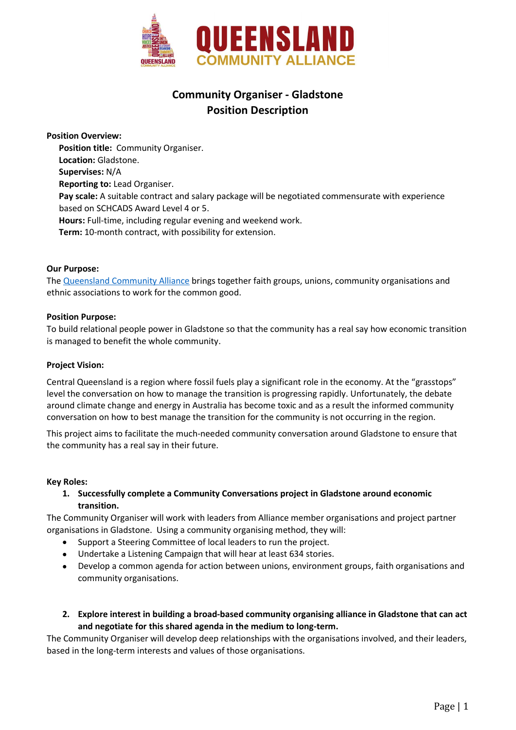# Community Organiser - Gladstone
## Position Description

**Position Overview:**

**Position title:** Community Organiser.
**Location:** Gladstone.
**Supervises:** N/A
**Reporting to:** Lead Organiser.
**Pay scale:** A suitable contract and salary package will be negotiated commensurate with experience based on SCHCADS Award Level 4 or 5.
**Hours:** Full-time, including regular evening and weekend work.
**Term:** 10-month contract, with possibility for extension.

**Our Purpose:**

The Queensland Community Alliance brings together faith groups, unions, community organisations and ethnic associations to work for the common good.

**Position Purpose:**

To build relational people power in Gladstone so that the community has a real say how economic transition is managed to benefit the whole community.

**Project Vision:**

Central Queensland is a region where fossil fuels play a significant role in the economy. At the "grasstops" level the conversation on how to manage the transition is progressing rapidly. Unfortunately, the debate around climate change and energy in Australia has become toxic and as a result the informed community conversation on how to best manage the transition for the community is not occurring in the region.

This project aims to facilitate the much-needed community conversation around Gladstone to ensure that the community has a real say in their future.

**Key Roles:**

1. **Successfully complete a Community Conversations project in Gladstone around economic transition.**

The Community Organiser will work with leaders from Alliance member organisations and project partner organisations in Gladstone. Using a community organising method, they will:

- Support a Steering Committee of local leaders to run the project.
- Undertake a Listening Campaign that will hear at least 634 stories.
- Develop a common agenda for action between unions, environment groups, faith organisations and community organisations.

2. **Explore interest in building a broad-based community organising alliance in Gladstone that can act and negotiate for this shared agenda in the medium to long-term.**

The Community Organiser will develop deep relationships with the organisations involved, and their leaders, based in the long-term interests and values of those organisations.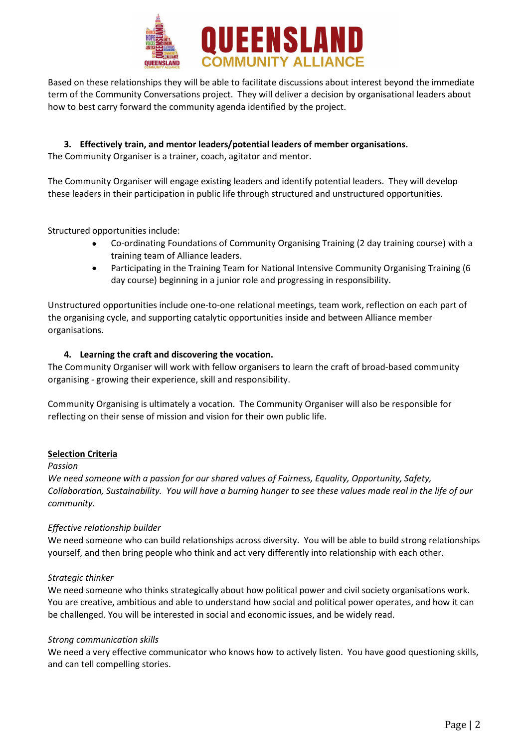Based on these relationships they will be able to facilitate discussions about interest beyond the immediate term of the Community Conversations project. They will deliver a decision by organisational leaders about how to best carry forward the community agenda identified by the project.

### 3. Effectively train, and mentor leaders/potential leaders of member organisations.

The Community Organiser is a trainer, coach, agitator and mentor.

The Community Organiser will engage existing leaders and identify potential leaders. They will develop these leaders in their participation in public life through structured and unstructured opportunities.

Structured opportunities include:

- Co-ordinating Foundations of Community Organising Training (2 day training course) with a training team of Alliance leaders.
- Participating in the Training Team for National Intensive Community Organising Training (6 day course) beginning in a junior role and progressing in responsibility.

Unstructured opportunities include one-to-one relational meetings, team work, reflection on each part of the organising cycle, and supporting catalytic opportunities inside and between Alliance member organisations.

### 4. Learning the craft and discovering the vocation.

The Community Organiser will work with fellow organisers to learn the craft of broad-based community organising - growing their experience, skill and responsibility.

Community Organising is ultimately a vocation. The Community Organiser will also be responsible for reflecting on their sense of mission and vision for their own public life.

## Selection Criteria

*Passion*

*We need someone with a passion for our shared values of Fairness, Equality, Opportunity, Safety, Collaboration, Sustainability. You will have a burning hunger to see these values made real in the life of our community.*

*Effective relationship builder*

We need someone who can build relationships across diversity. You will be able to build strong relationships yourself, and then bring people who think and act very differently into relationship with each other.

*Strategic thinker*

We need someone who thinks strategically about how political power and civil society organisations work. You are creative, ambitious and able to understand how social and political power operates, and how it can be challenged. You will be interested in social and economic issues, and be widely read.

*Strong communication skills*

We need a very effective communicator who knows how to actively listen. You have good questioning skills, and can tell compelling stories.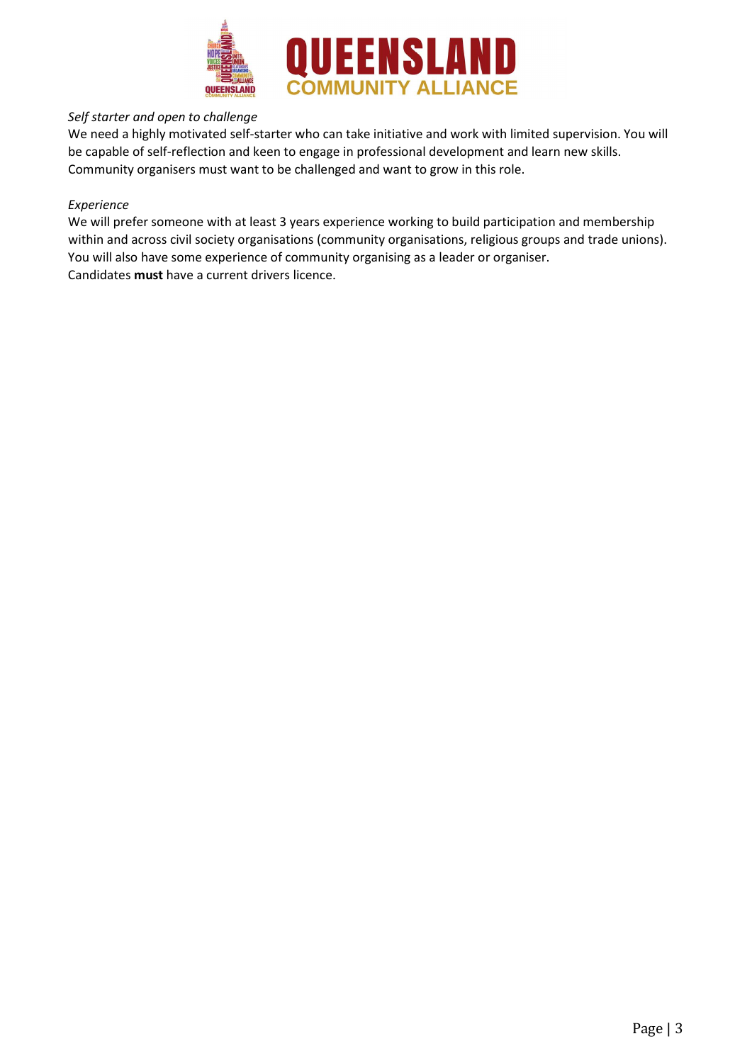*Self starter and open to challenge*

We need a highly motivated self-starter who can take initiative and work with limited supervision. You will be capable of self-reflection and keen to engage in professional development and learn new skills. Community organisers must want to be challenged and want to grow in this role.

*Experience*

We will prefer someone with at least 3 years experience working to build participation and membership within and across civil society organisations (community organisations, religious groups and trade unions). You will also have some experience of community organising as a leader or organiser.

Candidates **must** have a current drivers licence.